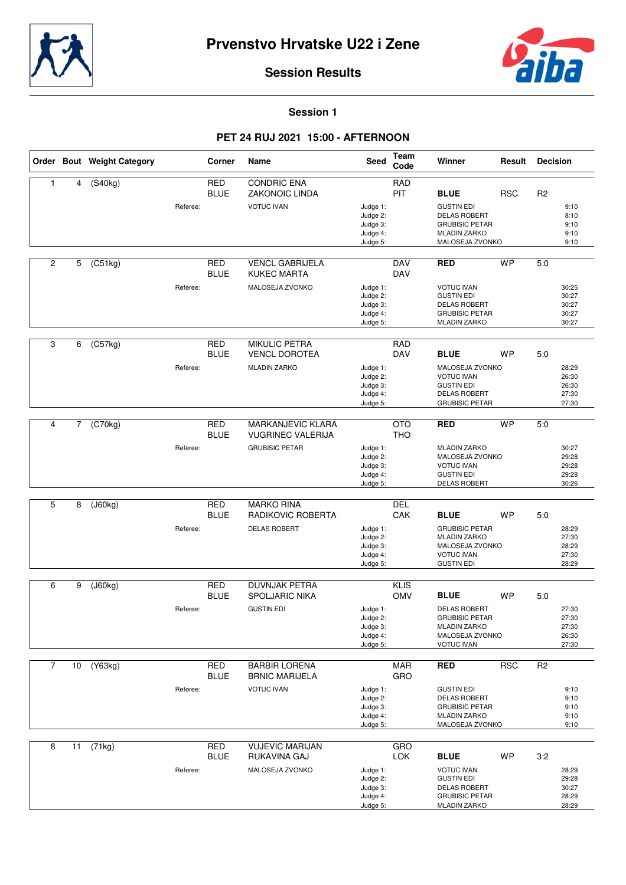# Prvenstvo Hrvatske U22 i Zene

## Session Results

### Session 1

### PET 24 RUJ 2021 15:00 - AFTERNOON

| Order | Bout | Weight Category | Corner | Name | Seed | Team Code | Winner | Result | Decision |
|---|---|---|---|---|---|---|---|---|---|
| 1 | 4 | (S40kg) | RED | CONDRIC ENA | | RAD | | | |
| | | | BLUE | ZAKONOIC LINDA | | PIT | **BLUE** | RSC | R2 |
| | | Referee: | | VOTUC IVAN | Judge 1: | | GUSTIN EDI | | 9:10 |
| | | | | | Judge 2: | | DELAS ROBERT | | 8:10 |
| | | | | | Judge 3: | | GRUBISIC PETAR | | 9:10 |
| | | | | | Judge 4: | | MLADIN ZARKO | | 9:10 |
| | | | | | Judge 5: | | MALOSEJA ZVONKO | | 9:10 |
| 2 | 5 | (C51kg) | RED | VENCL GABRIJELA | | DAV | **RED** | WP | 5:0 |
| | | | BLUE | KUKEC MARTA | | DAV | | | |
| | | Referee: | | MALOSEJA ZVONKO | Judge 1: | | VOTUC IVAN | | 30:25 |
| | | | | | Judge 2: | | GUSTIN EDI | | 30:27 |
| | | | | | Judge 3: | | DELAS ROBERT | | 30:27 |
| | | | | | Judge 4: | | GRUBISIC PETAR | | 30:27 |
| | | | | | Judge 5: | | MLADIN ZARKO | | 30:27 |
| 3 | 6 | (C57kg) | RED | MIKULIC PETRA | | RAD | | | |
| | | | BLUE | VENCL DOROTEA | | DAV | **BLUE** | WP | 5:0 |
| | | Referee: | | MLADIN ZARKO | Judge 1: | | MALOSEJA ZVONKO | | 28:29 |
| | | | | | Judge 2: | | VOTUC IVAN | | 26:30 |
| | | | | | Judge 3: | | GUSTIN EDI | | 26:30 |
| | | | | | Judge 4: | | DELAS ROBERT | | 27:30 |
| | | | | | Judge 5: | | GRUBISIC PETAR | | 27:30 |
| 4 | 7 | (C70kg) | RED | MARKANJEVIC KLARA | | OTO | **RED** | WP | 5:0 |
| | | | BLUE | VUGRINEC VALERIJA | | THO | | | |
| | | Referee: | | GRUBISIC PETAR | Judge 1: | | MLADIN ZARKO | | 30:27 |
| | | | | | Judge 2: | | MALOSEJA ZVONKO | | 29:28 |
| | | | | | Judge 3: | | VOTUC IVAN | | 29:28 |
| | | | | | Judge 4: | | GUSTIN EDI | | 29:28 |
| | | | | | Judge 5: | | DELAS ROBERT | | 30:26 |
| 5 | 8 | (J60kg) | RED | MARKO RINA | | DEL | | | |
| | | | BLUE | RADIKOVIC ROBERTA | | CAK | **BLUE** | WP | 5:0 |
| | | Referee: | | DELAS ROBERT | Judge 1: | | GRUBISIC PETAR | | 28:29 |
| | | | | | Judge 2: | | MLADIN ZARKO | | 27:30 |
| | | | | | Judge 3: | | MALOSEJA ZVONKO | | 28:29 |
| | | | | | Judge 4: | | VOTUC IVAN | | 27:30 |
| | | | | | Judge 5: | | GUSTIN EDI | | 28:29 |
| 6 | 9 | (J60kg) | RED | DUVNJAK PETRA | | KLIS | | | |
| | | | BLUE | SPOLJARIC NIKA | | OMV | **BLUE** | WP | 5:0 |
| | | Referee: | | GUSTIN EDI | Judge 1: | | DELAS ROBERT | | 27:30 |
| | | | | | Judge 2: | | GRUBISIC PETAR | | 27:30 |
| | | | | | Judge 3: | | MLADIN ZARKO | | 27:30 |
| | | | | | Judge 4: | | MALOSEJA ZVONKO | | 26:30 |
| | | | | | Judge 5: | | VOTUC IVAN | | 27:30 |
| 7 | 10 | (Y63kg) | RED | BARBIR LORENA | | MAR | **RED** | RSC | R2 |
| | | | BLUE | BRNIC MARIJELA | | GRO | | | |
| | | Referee: | | VOTUC IVAN | Judge 1: | | GUSTIN EDI | | 9:10 |
| | | | | | Judge 2: | | DELAS ROBERT | | 9:10 |
| | | | | | Judge 3: | | GRUBISIC PETAR | | 9:10 |
| | | | | | Judge 4: | | MLADIN ZARKO | | 9:10 |
| | | | | | Judge 5: | | MALOSEJA ZVONKO | | 9:10 |
| 8 | 11 | (71kg) | RED | VUJEVIC MARIJAN | | GRO | | | |
| | | | BLUE | RUKAVINA GAJ | | LOK | **BLUE** | WP | 3:2 |
| | | Referee: | | MALOSEJA ZVONKO | Judge 1: | | VOTUC IVAN | | 28:29 |
| | | | | | Judge 2: | | GUSTIN EDI | | 29:28 |
| | | | | | Judge 3: | | DELAS ROBERT | | 30:27 |
| | | | | | Judge 4: | | GRUBISIC PETAR | | 28:29 |
| | | | | | Judge 5: | | MLADIN ZARKO | | 28:29 |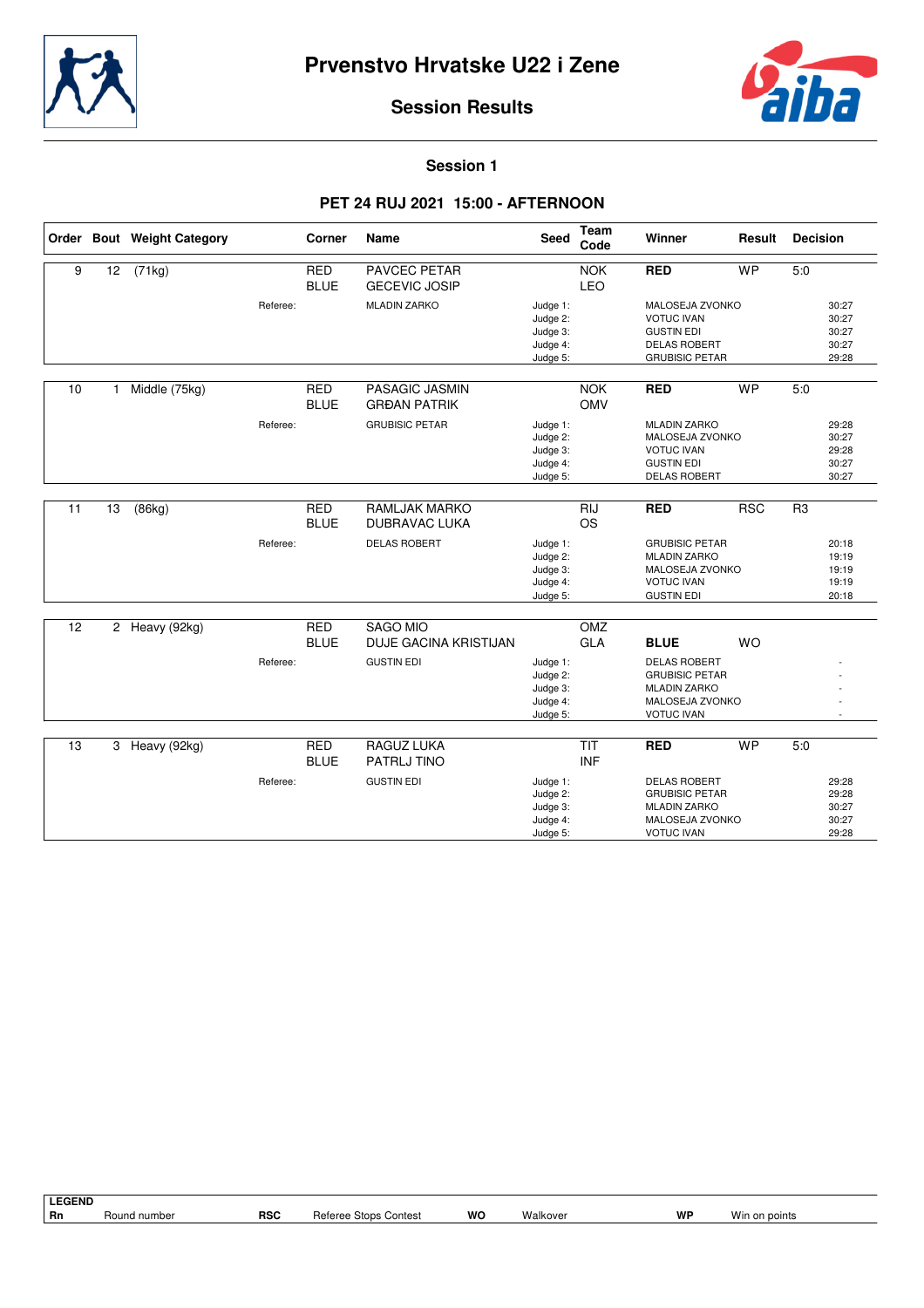# Prvenstvo Hrvatske U22 i Zene

## Session Results

### Session 1

### PET 24 RUJ 2021 15:00 - AFTERNOON

| Order | Bout | Weight Category | Corner | Name | Seed | Team Code | Winner | Result | Decision |
|---|---|---|---|---|---|---|---|---|---|
| 9 | 12 | (71kg) | RED | PAVCEC PETAR | | NOK | **RED** | WP | 5:0 |
| | | | BLUE | GECEVIC JOSIP | | LEO | | | |
| | | Referee: | | MLADIN ZARKO | Judge 1: | | MALOSEJA ZVONKO | | 30:27 |
| | | | | | Judge 2: | | VOTUC IVAN | | 30:27 |
| | | | | | Judge 3: | | GUSTIN EDI | | 30:27 |
| | | | | | Judge 4: | | DELAS ROBERT | | 30:27 |
| | | | | | Judge 5: | | GRUBISIC PETAR | | 29:28 |
| 10 | 1 | Middle (75kg) | RED | PASAGIC JASMIN | | NOK | **RED** | WP | 5:0 |
| | | | BLUE | GRĐAN PATRIK | | OMV | | | |
| | | Referee: | | GRUBISIC PETAR | Judge 1: | | MLADIN ZARKO | | 29:28 |
| | | | | | Judge 2: | | MALOSEJA ZVONKO | | 30:27 |
| | | | | | Judge 3: | | VOTUC IVAN | | 29:28 |
| | | | | | Judge 4: | | GUSTIN EDI | | 30:27 |
| | | | | | Judge 5: | | DELAS ROBERT | | 30:27 |
| 11 | 13 | (86kg) | RED | RAMLJAK MARKO | | RIJ | **RED** | RSC | R3 |
| | | | BLUE | DUBRAVAC LUKA | | OS | | | |
| | | Referee: | | DELAS ROBERT | Judge 1: | | GRUBISIC PETAR | | 20:18 |
| | | | | | Judge 2: | | MLADIN ZARKO | | 19:19 |
| | | | | | Judge 3: | | MALOSEJA ZVONKO | | 19:19 |
| | | | | | Judge 4: | | VOTUC IVAN | | 19:19 |
| | | | | | Judge 5: | | GUSTIN EDI | | 20:18 |
| 12 | 2 | Heavy (92kg) | RED | SAGO MIO | | OMZ | | | |
| | | | BLUE | DUJE GACINA KRISTIJAN | | GLA | **BLUE** | WO | |
| | | Referee: | | GUSTIN EDI | Judge 1: | | DELAS ROBERT | | - |
| | | | | | Judge 2: | | GRUBISIC PETAR | | - |
| | | | | | Judge 3: | | MLADIN ZARKO | | - |
| | | | | | Judge 4: | | MALOSEJA ZVONKO | | - |
| | | | | | Judge 5: | | VOTUC IVAN | | - |
| 13 | 3 | Heavy (92kg) | RED | RAGUZ LUKA | | TIT | **RED** | WP | 5:0 |
| | | | BLUE | PATRLJ TINO | | INF | | | |
| | | Referee: | | GUSTIN EDI | Judge 1: | | DELAS ROBERT | | 29:28 |
| | | | | | Judge 2: | | GRUBISIC PETAR | | 29:28 |
| | | | | | Judge 3: | | MLADIN ZARKO | | 30:27 |
| | | | | | Judge 4: | | MALOSEJA ZVONKO | | 30:27 |
| | | | | | Judge 5: | | VOTUC IVAN | | 29:28 |

**LEGEND**

| | | | | | | | |
|---|---|---|---|---|---|---|---|
| **Rn** | Round number | **RSC** | Referee Stops Contest | **WO** | Walkover | **WP** | Win on points |